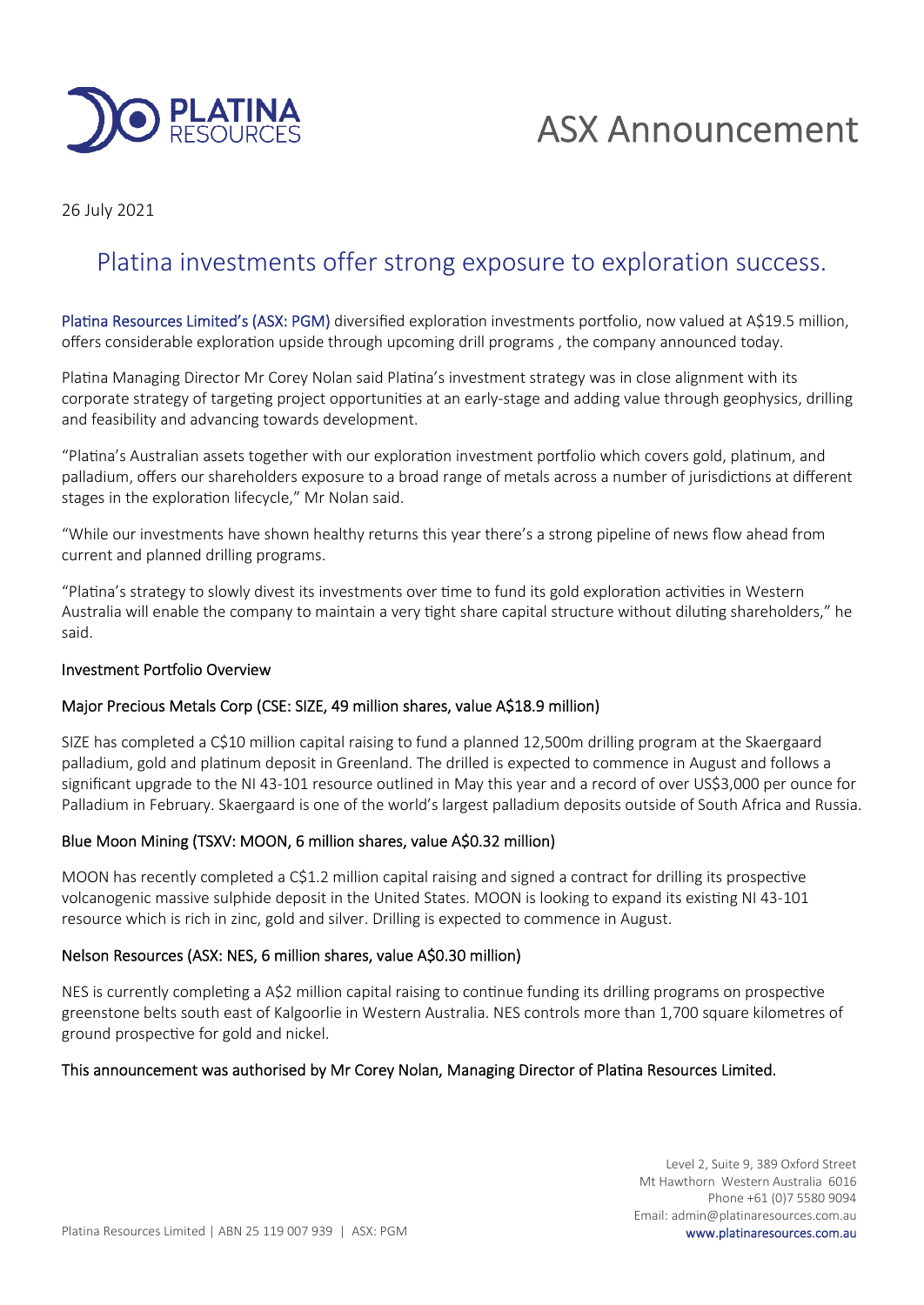# ASX Announcement

26 July 2021

## Platina investments offer strong exposure to exploration success.

Platina Resources Limited's (ASX: PGM) diversified exploration investments portfolio, now valued at A$19.5 million, offers considerable exploration upside through upcoming drill programs , the company announced today.

Platina Managing Director Mr Corey Nolan said Platina's investment strategy was in close alignment with its corporate strategy of targeting project opportunities at an early-stage and adding value through geophysics, drilling and feasibility and advancing towards development.

"Platina's Australian assets together with our exploration investment portfolio which covers gold, platinum, and palladium, offers our shareholders exposure to a broad range of metals across a number of jurisdictions at different stages in the exploration lifecycle," Mr Nolan said.

"While our investments have shown healthy returns this year there's a strong pipeline of news flow ahead from current and planned drilling programs.

"Platina's strategy to slowly divest its investments over time to fund its gold exploration activities in Western Australia will enable the company to maintain a very tight share capital structure without diluting shareholders," he said.

### Investment Portfolio Overview

### Major Precious Metals Corp (CSE: SIZE, 49 million shares, value A$18.9 million)

SIZE has completed a C$10 million capital raising to fund a planned 12,500m drilling program at the Skaergaard palladium, gold and platinum deposit in Greenland. The drilled is expected to commence in August and follows a significant upgrade to the NI 43-101 resource outlined in May this year and a record of over US$3,000 per ounce for Palladium in February. Skaergaard is one of the world's largest palladium deposits outside of South Africa and Russia.

### Blue Moon Mining (TSXV: MOON, 6 million shares, value A$0.32 million)

MOON has recently completed a C$1.2 million capital raising and signed a contract for drilling its prospective volcanogenic massive sulphide deposit in the United States. MOON is looking to expand its existing NI 43-101 resource which is rich in zinc, gold and silver. Drilling is expected to commence in August.

### Nelson Resources (ASX: NES, 6 million shares, value A$0.30 million)

NES is currently completing a A$2 million capital raising to continue funding its drilling programs on prospective greenstone belts south east of Kalgoorlie in Western Australia. NES controls more than 1,700 square kilometres of ground prospective for gold and nickel.

This announcement was authorised by Mr Corey Nolan, Managing Director of Platina Resources Limited.

Level 2, Suite 9, 389 Oxford Street
Mt Hawthorn Western Australia 6016
Phone +61 (0)7 5580 9094
Email: admin@platinaresources.com.au
www.platinaresources.com.au

Platina Resources Limited | ABN 25 119 007 939 | ASX: PGM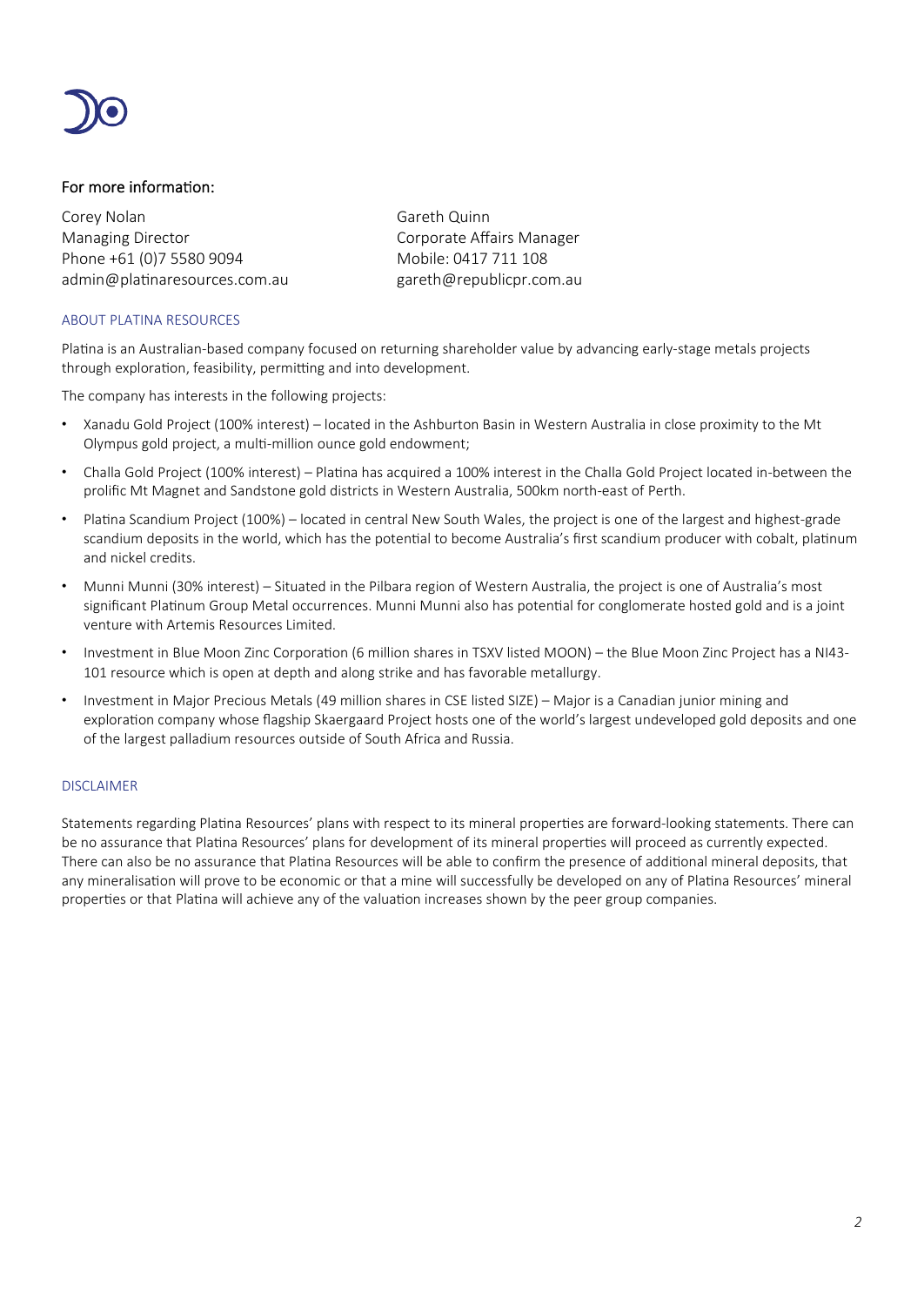## For more information:

Corey Nolan
Managing Director
Phone +61 (0)7 5580 9094
admin@platinaresources.com.au

Gareth Quinn
Corporate Affairs Manager
Mobile: 0417 711 108
gareth@republicpr.com.au

### ABOUT PLATINA RESOURCES

Platina is an Australian-based company focused on returning shareholder value by advancing early-stage metals projects through exploration, feasibility, permitting and into development.

The company has interests in the following projects:

- Xanadu Gold Project (100% interest) – located in the Ashburton Basin in Western Australia in close proximity to the Mt Olympus gold project, a multi-million ounce gold endowment;
- Challa Gold Project (100% interest) – Platina has acquired a 100% interest in the Challa Gold Project located in-between the prolific Mt Magnet and Sandstone gold districts in Western Australia, 500km north-east of Perth.
- Platina Scandium Project (100%) – located in central New South Wales, the project is one of the largest and highest-grade scandium deposits in the world, which has the potential to become Australia's first scandium producer with cobalt, platinum and nickel credits.
- Munni Munni (30% interest) – Situated in the Pilbara region of Western Australia, the project is one of Australia's most significant Platinum Group Metal occurrences. Munni Munni also has potential for conglomerate hosted gold and is a joint venture with Artemis Resources Limited.
- Investment in Blue Moon Zinc Corporation (6 million shares in TSXV listed MOON) – the Blue Moon Zinc Project has a NI43-101 resource which is open at depth and along strike and has favorable metallurgy.
- Investment in Major Precious Metals (49 million shares in CSE listed SIZE) – Major is a Canadian junior mining and exploration company whose flagship Skaergaard Project hosts one of the world's largest undeveloped gold deposits and one of the largest palladium resources outside of South Africa and Russia.

### DISCLAIMER

Statements regarding Platina Resources' plans with respect to its mineral properties are forward-looking statements. There can be no assurance that Platina Resources' plans for development of its mineral properties will proceed as currently expected. There can also be no assurance that Platina Resources will be able to confirm the presence of additional mineral deposits, that any mineralisation will prove to be economic or that a mine will successfully be developed on any of Platina Resources' mineral properties or that Platina will achieve any of the valuation increases shown by the peer group companies.